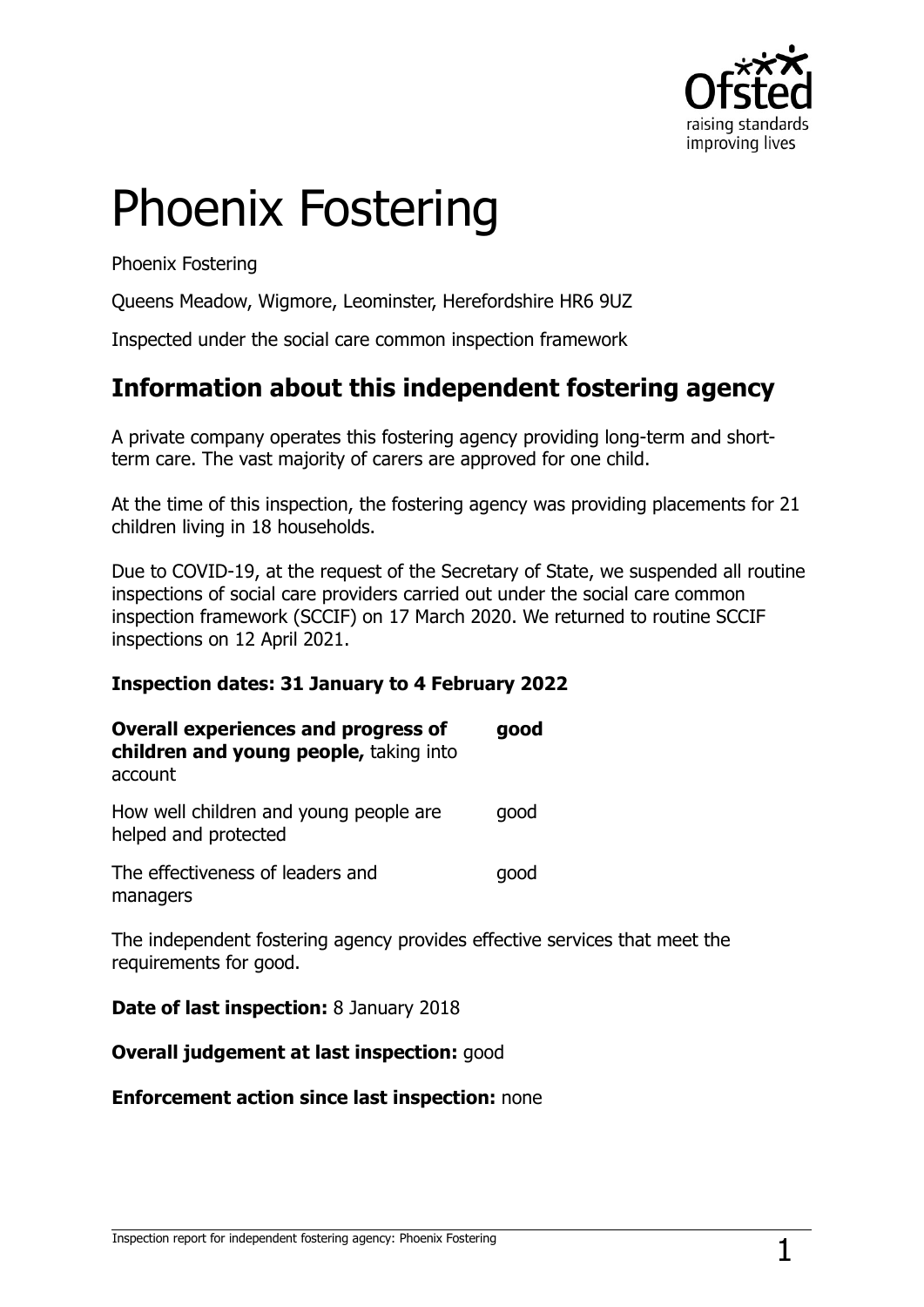# Phoenix Fostering

Phoenix Fostering

Queens Meadow, Wigmore, Leominster, Herefordshire HR6 9UZ

Inspected under the social care common inspection framework

## Information about this independent fostering agency

A private company operates this fostering agency providing long-term and short-term care. The vast majority of carers are approved for one child.

At the time of this inspection, the fostering agency was providing placements for 21 children living in 18 households.

Due to COVID-19, at the request of the Secretary of State, we suspended all routine inspections of social care providers carried out under the social care common inspection framework (SCCIF) on 17 March 2020. We returned to routine SCCIF inspections on 12 April 2021.

**Inspection dates: 31 January to 4 February 2022**

| | |
|---|---|
| **Overall experiences and progress of children and young people,** taking into account | **good** |
| How well children and young people are helped and protected | good |
| The effectiveness of leaders and managers | good |

The independent fostering agency provides effective services that meet the requirements for good.

**Date of last inspection:** 8 January 2018

**Overall judgement at last inspection:** good

**Enforcement action since last inspection:** none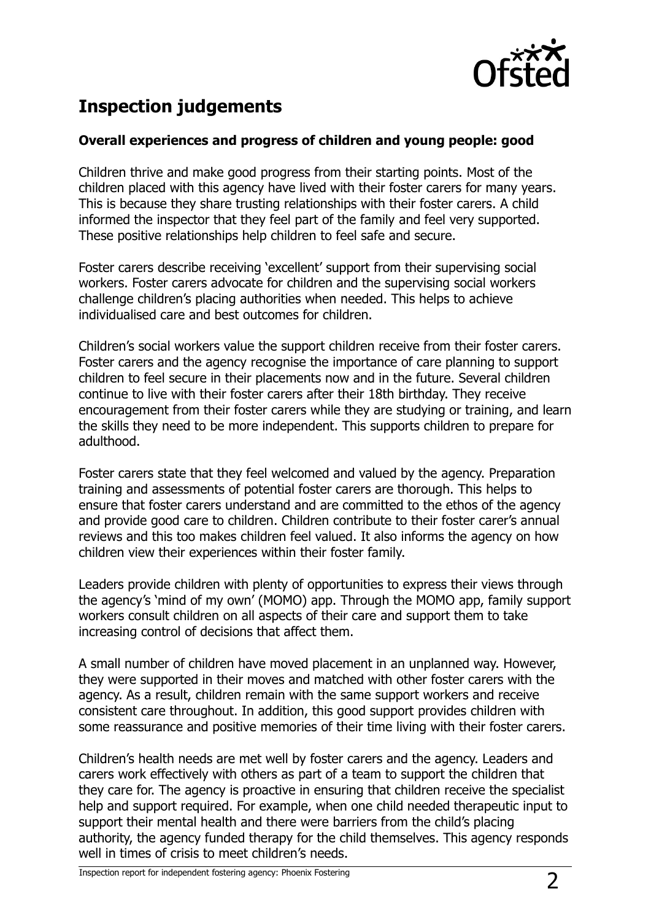## Inspection judgements

**Overall experiences and progress of children and young people: good**

Children thrive and make good progress from their starting points. Most of the children placed with this agency have lived with their foster carers for many years. This is because they share trusting relationships with their foster carers. A child informed the inspector that they feel part of the family and feel very supported. These positive relationships help children to feel safe and secure.

Foster carers describe receiving 'excellent' support from their supervising social workers. Foster carers advocate for children and the supervising social workers challenge children's placing authorities when needed. This helps to achieve individualised care and best outcomes for children.

Children's social workers value the support children receive from their foster carers. Foster carers and the agency recognise the importance of care planning to support children to feel secure in their placements now and in the future. Several children continue to live with their foster carers after their 18th birthday. They receive encouragement from their foster carers while they are studying or training, and learn the skills they need to be more independent. This supports children to prepare for adulthood.

Foster carers state that they feel welcomed and valued by the agency. Preparation training and assessments of potential foster carers are thorough. This helps to ensure that foster carers understand and are committed to the ethos of the agency and provide good care to children. Children contribute to their foster carer's annual reviews and this too makes children feel valued. It also informs the agency on how children view their experiences within their foster family.

Leaders provide children with plenty of opportunities to express their views through the agency's 'mind of my own' (MOMO) app. Through the MOMO app, family support workers consult children on all aspects of their care and support them to take increasing control of decisions that affect them.

A small number of children have moved placement in an unplanned way. However, they were supported in their moves and matched with other foster carers with the agency. As a result, children remain with the same support workers and receive consistent care throughout. In addition, this good support provides children with some reassurance and positive memories of their time living with their foster carers.

Children's health needs are met well by foster carers and the agency. Leaders and carers work effectively with others as part of a team to support the children that they care for. The agency is proactive in ensuring that children receive the specialist help and support required. For example, when one child needed therapeutic input to support their mental health and there were barriers from the child's placing authority, the agency funded therapy for the child themselves. This agency responds well in times of crisis to meet children's needs.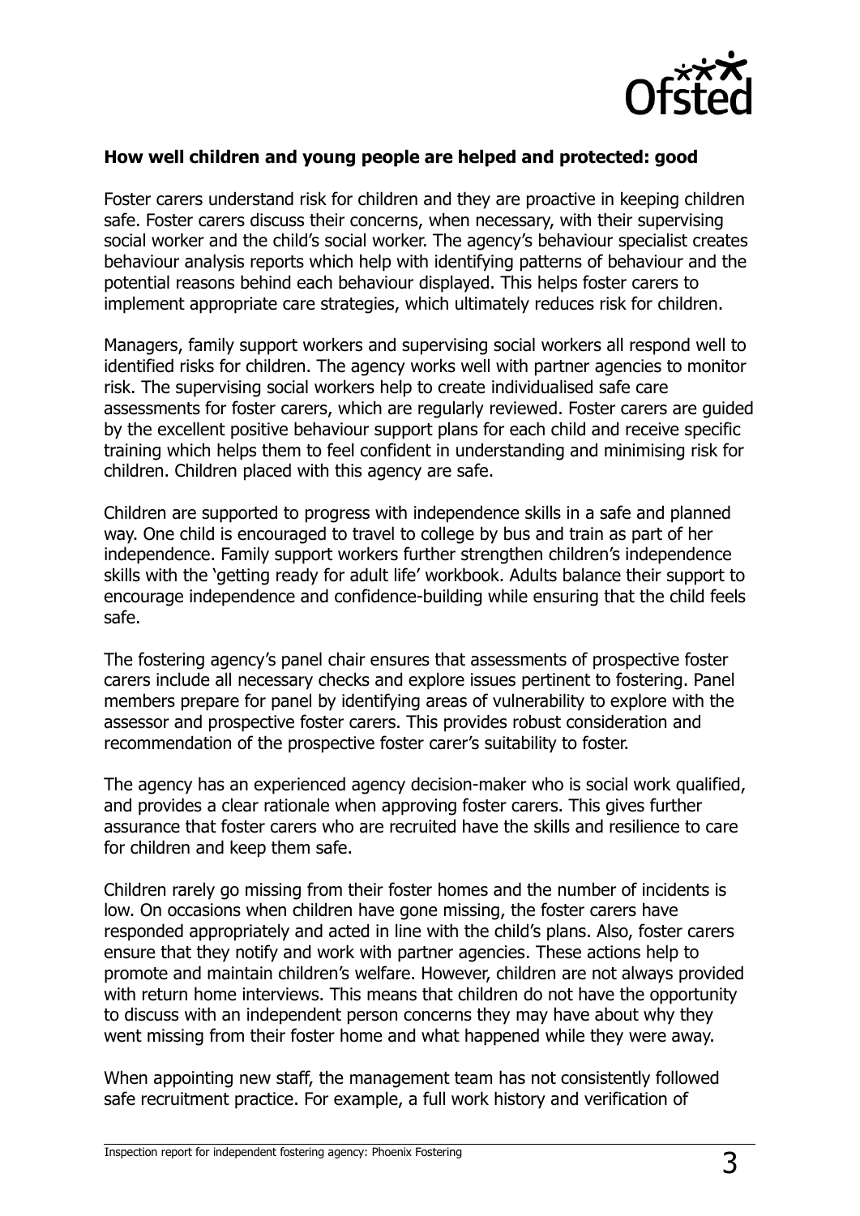**How well children and young people are helped and protected: good**

Foster carers understand risk for children and they are proactive in keeping children safe. Foster carers discuss their concerns, when necessary, with their supervising social worker and the child's social worker. The agency's behaviour specialist creates behaviour analysis reports which help with identifying patterns of behaviour and the potential reasons behind each behaviour displayed. This helps foster carers to implement appropriate care strategies, which ultimately reduces risk for children.

Managers, family support workers and supervising social workers all respond well to identified risks for children. The agency works well with partner agencies to monitor risk. The supervising social workers help to create individualised safe care assessments for foster carers, which are regularly reviewed. Foster carers are guided by the excellent positive behaviour support plans for each child and receive specific training which helps them to feel confident in understanding and minimising risk for children. Children placed with this agency are safe.

Children are supported to progress with independence skills in a safe and planned way. One child is encouraged to travel to college by bus and train as part of her independence. Family support workers further strengthen children's independence skills with the 'getting ready for adult life' workbook. Adults balance their support to encourage independence and confidence-building while ensuring that the child feels safe.

The fostering agency's panel chair ensures that assessments of prospective foster carers include all necessary checks and explore issues pertinent to fostering. Panel members prepare for panel by identifying areas of vulnerability to explore with the assessor and prospective foster carers. This provides robust consideration and recommendation of the prospective foster carer's suitability to foster.

The agency has an experienced agency decision-maker who is social work qualified, and provides a clear rationale when approving foster carers. This gives further assurance that foster carers who are recruited have the skills and resilience to care for children and keep them safe.

Children rarely go missing from their foster homes and the number of incidents is low. On occasions when children have gone missing, the foster carers have responded appropriately and acted in line with the child's plans. Also, foster carers ensure that they notify and work with partner agencies. These actions help to promote and maintain children's welfare. However, children are not always provided with return home interviews. This means that children do not have the opportunity to discuss with an independent person concerns they may have about why they went missing from their foster home and what happened while they were away.

When appointing new staff, the management team has not consistently followed safe recruitment practice. For example, a full work history and verification of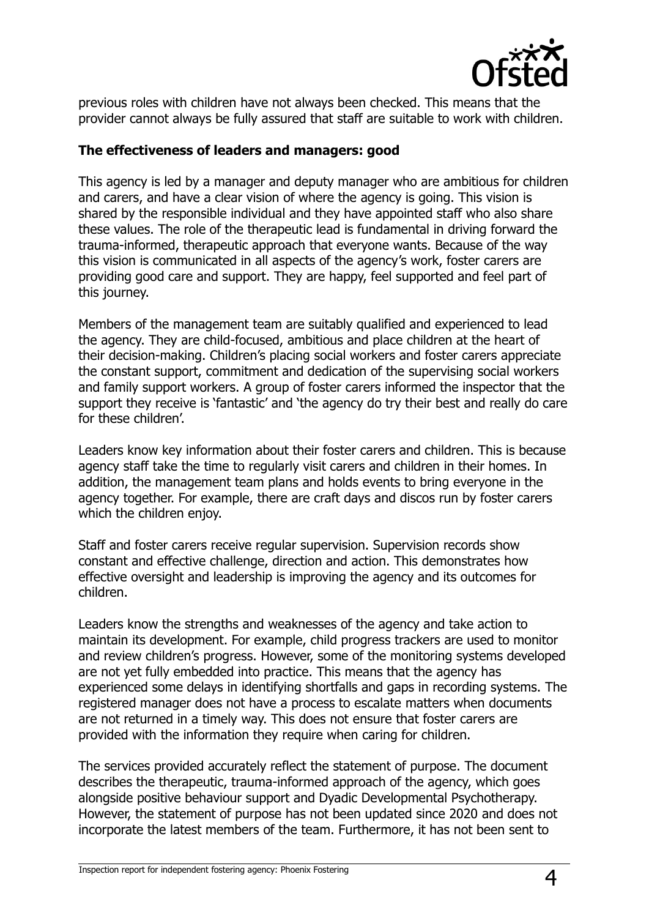previous roles with children have not always been checked. This means that the provider cannot always be fully assured that staff are suitable to work with children.

**The effectiveness of leaders and managers: good**

This agency is led by a manager and deputy manager who are ambitious for children and carers, and have a clear vision of where the agency is going. This vision is shared by the responsible individual and they have appointed staff who also share these values. The role of the therapeutic lead is fundamental in driving forward the trauma-informed, therapeutic approach that everyone wants. Because of the way this vision is communicated in all aspects of the agency's work, foster carers are providing good care and support. They are happy, feel supported and feel part of this journey.

Members of the management team are suitably qualified and experienced to lead the agency. They are child-focused, ambitious and place children at the heart of their decision-making. Children's placing social workers and foster carers appreciate the constant support, commitment and dedication of the supervising social workers and family support workers. A group of foster carers informed the inspector that the support they receive is 'fantastic' and 'the agency do try their best and really do care for these children'.

Leaders know key information about their foster carers and children. This is because agency staff take the time to regularly visit carers and children in their homes. In addition, the management team plans and holds events to bring everyone in the agency together. For example, there are craft days and discos run by foster carers which the children enjoy.

Staff and foster carers receive regular supervision. Supervision records show constant and effective challenge, direction and action. This demonstrates how effective oversight and leadership is improving the agency and its outcomes for children.

Leaders know the strengths and weaknesses of the agency and take action to maintain its development. For example, child progress trackers are used to monitor and review children's progress. However, some of the monitoring systems developed are not yet fully embedded into practice. This means that the agency has experienced some delays in identifying shortfalls and gaps in recording systems. The registered manager does not have a process to escalate matters when documents are not returned in a timely way. This does not ensure that foster carers are provided with the information they require when caring for children.

The services provided accurately reflect the statement of purpose. The document describes the therapeutic, trauma-informed approach of the agency, which goes alongside positive behaviour support and Dyadic Developmental Psychotherapy. However, the statement of purpose has not been updated since 2020 and does not incorporate the latest members of the team. Furthermore, it has not been sent to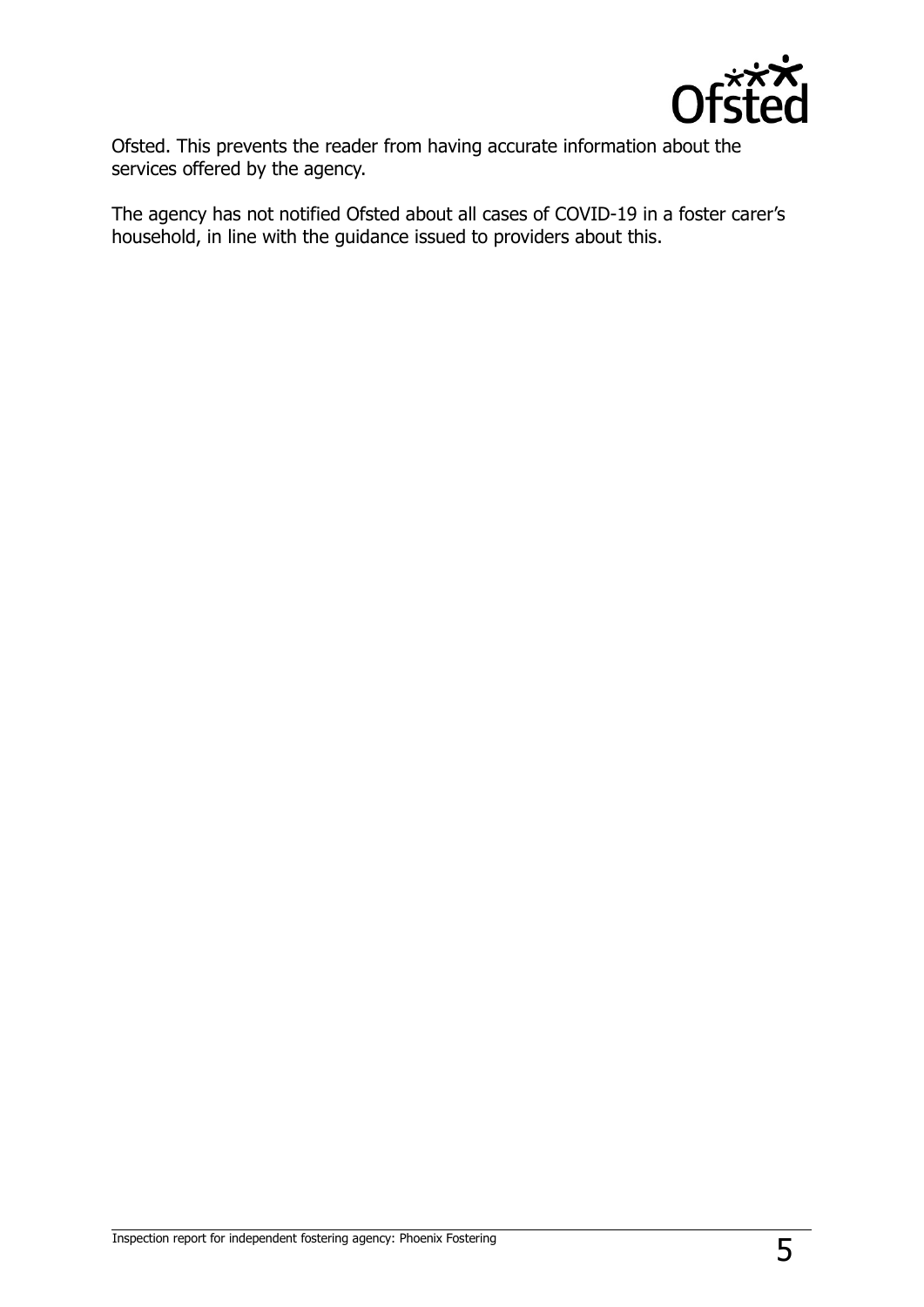Ofsted. This prevents the reader from having accurate information about the services offered by the agency.

The agency has not notified Ofsted about all cases of COVID-19 in a foster carer's household, in line with the guidance issued to providers about this.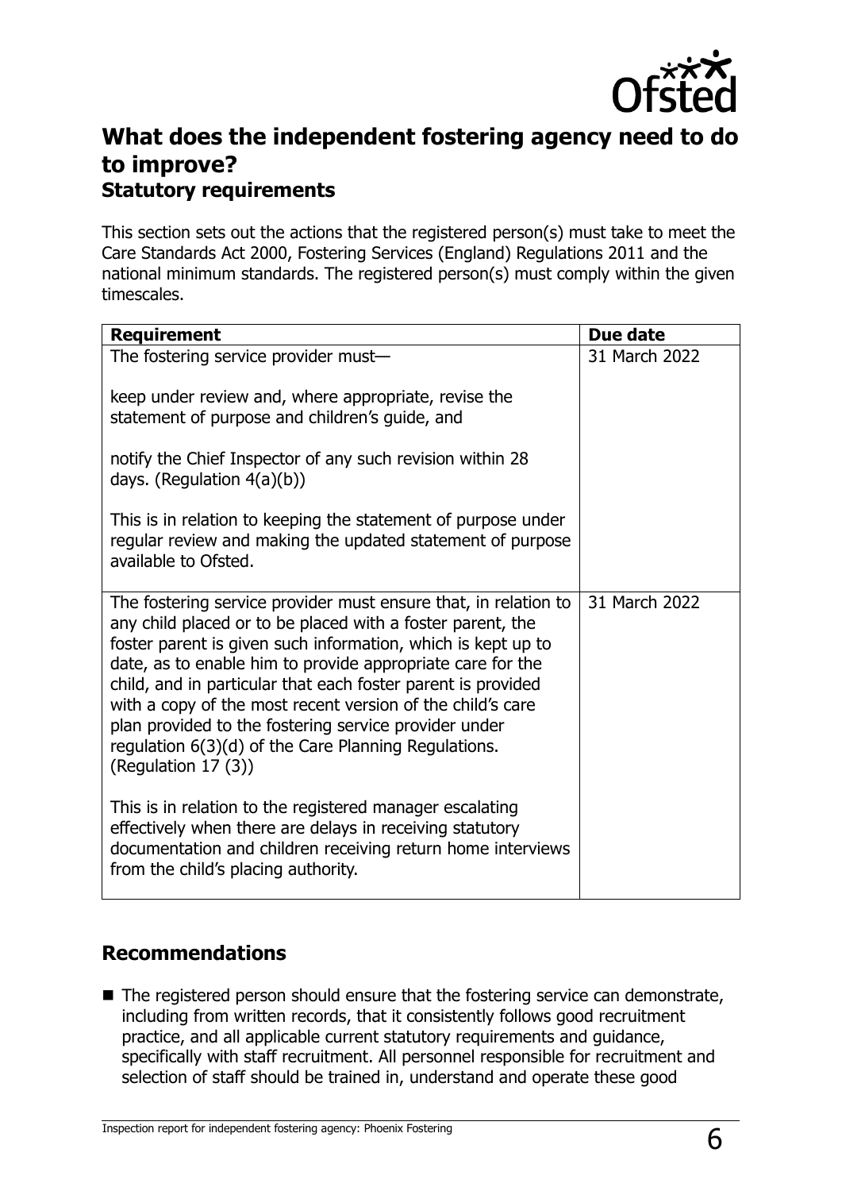## What does the independent fostering agency need to do to improve?

### Statutory requirements

This section sets out the actions that the registered person(s) must take to meet the Care Standards Act 2000, Fostering Services (England) Regulations 2011 and the national minimum standards. The registered person(s) must comply within the given timescales.

| Requirement | Due date |
| --- | --- |
| The fostering service provider must—<br><br>keep under review and, where appropriate, revise the statement of purpose and children's guide, and<br><br>notify the Chief Inspector of any such revision within 28 days. (Regulation 4(a)(b))<br><br>This is in relation to keeping the statement of purpose under regular review and making the updated statement of purpose available to Ofsted. | 31 March 2022 |
| The fostering service provider must ensure that, in relation to any child placed or to be placed with a foster parent, the foster parent is given such information, which is kept up to date, as to enable him to provide appropriate care for the child, and in particular that each foster parent is provided with a copy of the most recent version of the child's care plan provided to the fostering service provider under regulation 6(3)(d) of the Care Planning Regulations. (Regulation 17 (3))<br><br>This is in relation to the registered manager escalating effectively when there are delays in receiving statutory documentation and children receiving return home interviews from the child's placing authority. | 31 March 2022 |

### Recommendations

- The registered person should ensure that the fostering service can demonstrate, including from written records, that it consistently follows good recruitment practice, and all applicable current statutory requirements and guidance, specifically with staff recruitment. All personnel responsible for recruitment and selection of staff should be trained in, understand and operate these good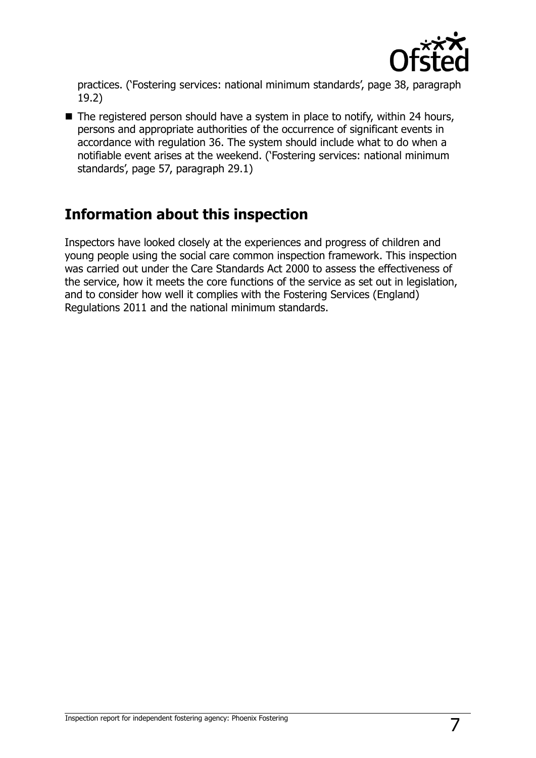practices. ('Fostering services: national minimum standards', page 38, paragraph 19.2)

- The registered person should have a system in place to notify, within 24 hours, persons and appropriate authorities of the occurrence of significant events in accordance with regulation 36. The system should include what to do when a notifiable event arises at the weekend. ('Fostering services: national minimum standards', page 57, paragraph 29.1)

## Information about this inspection

Inspectors have looked closely at the experiences and progress of children and young people using the social care common inspection framework. This inspection was carried out under the Care Standards Act 2000 to assess the effectiveness of the service, how it meets the core functions of the service as set out in legislation, and to consider how well it complies with the Fostering Services (England) Regulations 2011 and the national minimum standards.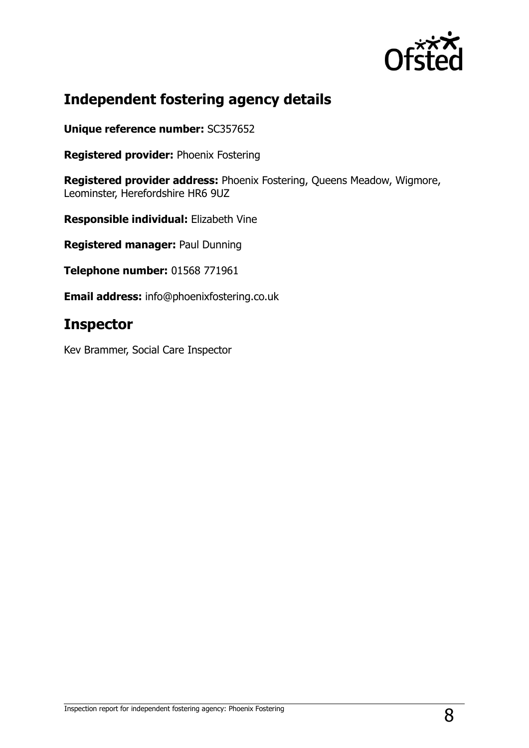## Independent fostering agency details

**Unique reference number:** SC357652

**Registered provider:** Phoenix Fostering

**Registered provider address:** Phoenix Fostering, Queens Meadow, Wigmore, Leominster, Herefordshire HR6 9UZ

**Responsible individual:** Elizabeth Vine

**Registered manager:** Paul Dunning

**Telephone number:** 01568 771961

**Email address:** info@phoenixfostering.co.uk

## Inspector

Kev Brammer, Social Care Inspector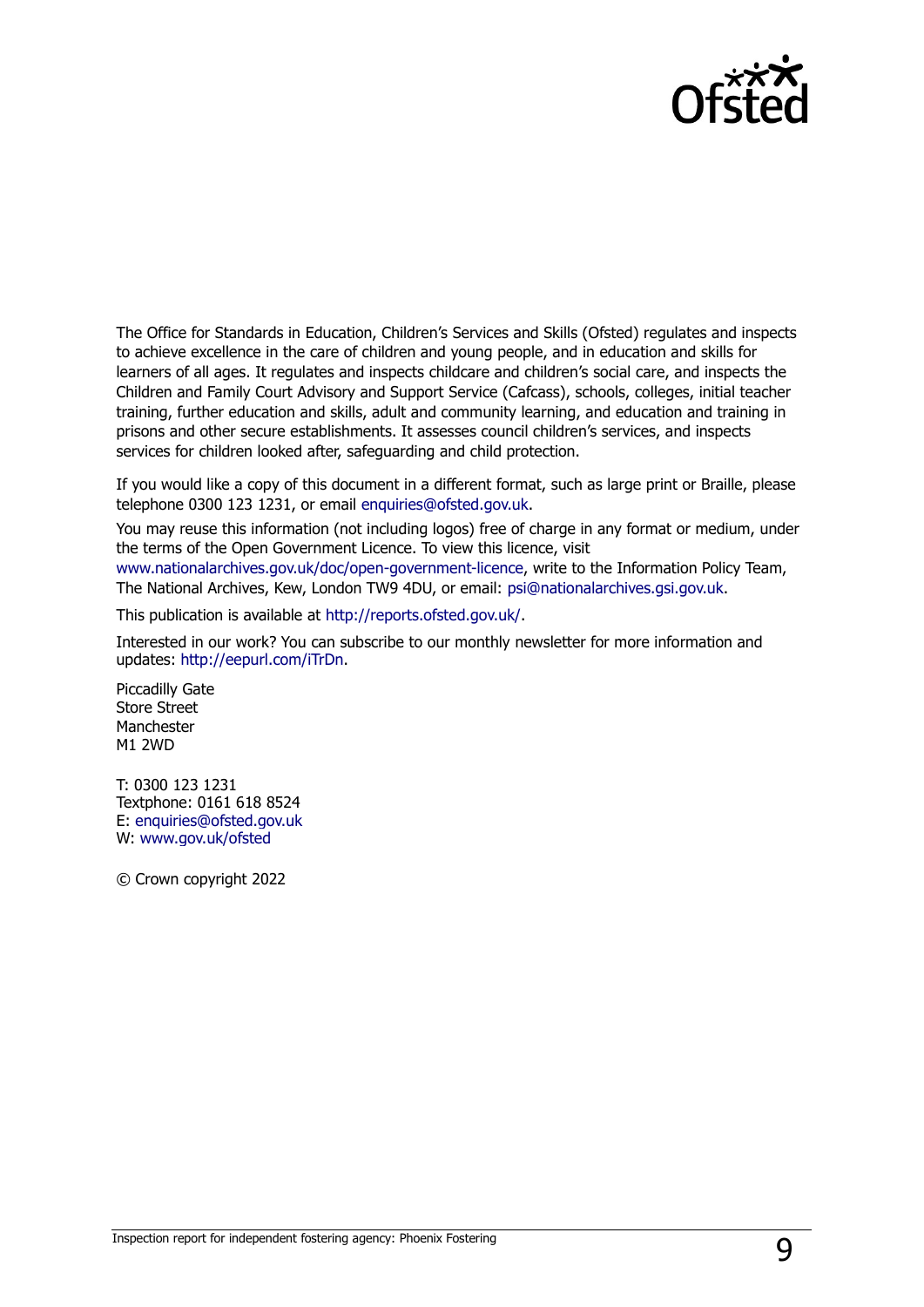The Office for Standards in Education, Children's Services and Skills (Ofsted) regulates and inspects to achieve excellence in the care of children and young people, and in education and skills for learners of all ages. It regulates and inspects childcare and children's social care, and inspects the Children and Family Court Advisory and Support Service (Cafcass), schools, colleges, initial teacher training, further education and skills, adult and community learning, and education and training in prisons and other secure establishments. It assesses council children's services, and inspects services for children looked after, safeguarding and child protection.

If you would like a copy of this document in a different format, such as large print or Braille, please telephone 0300 123 1231, or email enquiries@ofsted.gov.uk.

You may reuse this information (not including logos) free of charge in any format or medium, under the terms of the Open Government Licence. To view this licence, visit www.nationalarchives.gov.uk/doc/open-government-licence, write to the Information Policy Team, The National Archives, Kew, London TW9 4DU, or email: psi@nationalarchives.gsi.gov.uk.

This publication is available at http://reports.ofsted.gov.uk/.

Interested in our work? You can subscribe to our monthly newsletter for more information and updates: http://eepurl.com/iTrDn.

Piccadilly Gate
Store Street
Manchester
M1 2WD

T: 0300 123 1231
Textphone: 0161 618 8524
E: enquiries@ofsted.gov.uk
W: www.gov.uk/ofsted

© Crown copyright 2022